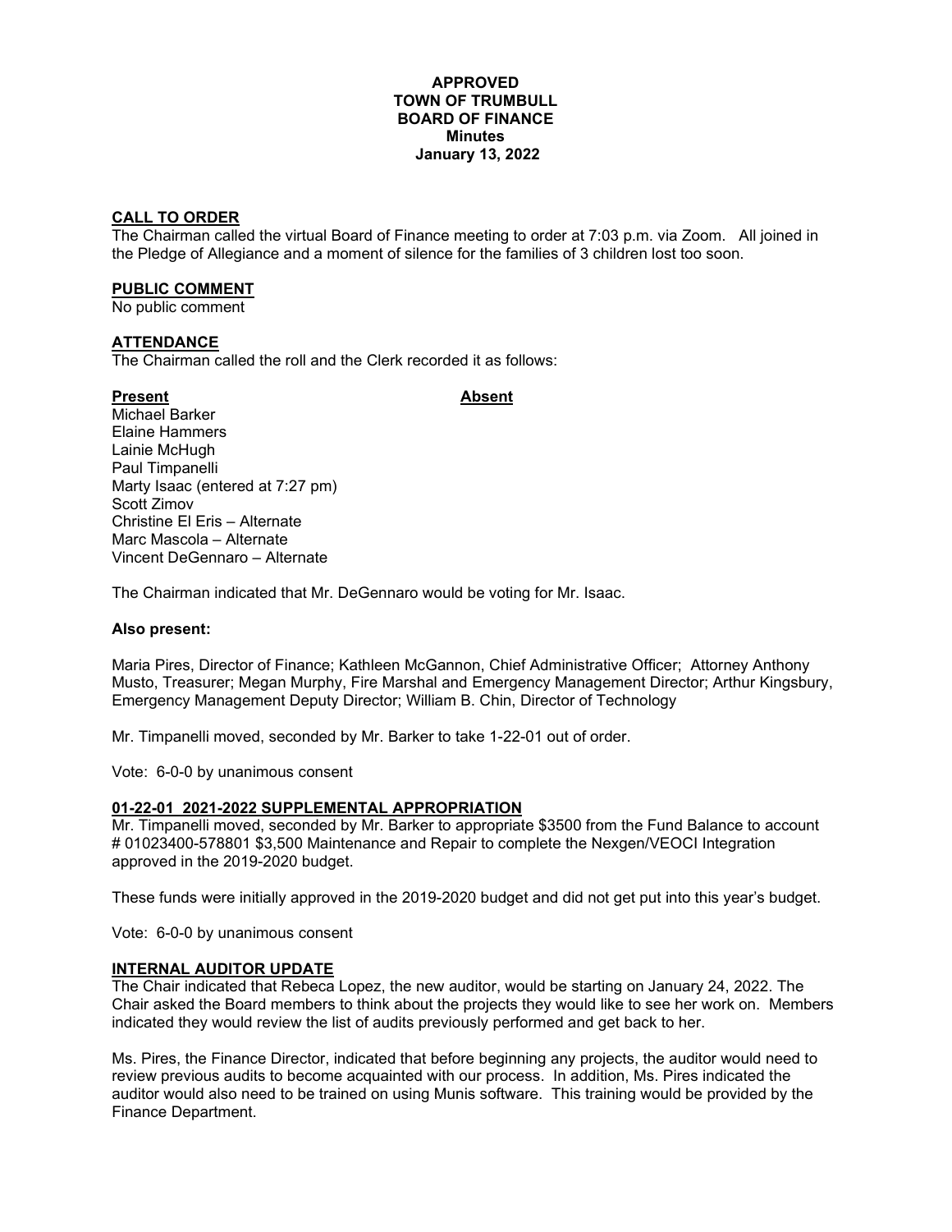**APPROVED**
**TOWN OF TRUMBULL**
**BOARD OF FINANCE**
**Minutes**
**January 13, 2022**

## CALL TO ORDER

The Chairman called the virtual Board of Finance meeting to order at 7:03 p.m. via Zoom. All joined in the Pledge of Allegiance and a moment of silence for the families of 3 children lost too soon.

## PUBLIC COMMENT

No public comment

## ATTENDANCE

The Chairman called the roll and the Clerk recorded it as follows:

| **Present** | **Absent** |
| --- | --- |
| Michael Barker | |
| Elaine Hammers | |
| Lainie McHugh | |
| Paul Timpanelli | |
| Marty Isaac (entered at 7:27 pm) | |
| Scott Zimov | |
| Christine El Eris – Alternate | |
| Marc Mascola – Alternate | |
| Vincent DeGennaro – Alternate | |

The Chairman indicated that Mr. DeGennaro would be voting for Mr. Isaac.

**Also present:**

Maria Pires, Director of Finance; Kathleen McGannon, Chief Administrative Officer; Attorney Anthony Musto, Treasurer; Megan Murphy, Fire Marshal and Emergency Management Director; Arthur Kingsbury, Emergency Management Deputy Director; William B. Chin, Director of Technology

Mr. Timpanelli moved, seconded by Mr. Barker to take 1-22-01 out of order.

Vote: 6-0-0 by unanimous consent

## 01-22-01 2021-2022 SUPPLEMENTAL APPROPRIATION

Mr. Timpanelli moved, seconded by Mr. Barker to appropriate $3500 from the Fund Balance to account # 01023400-578801 $3,500 Maintenance and Repair to complete the Nexgen/VEOCI Integration approved in the 2019-2020 budget.

These funds were initially approved in the 2019-2020 budget and did not get put into this year's budget.

Vote: 6-0-0 by unanimous consent

## INTERNAL AUDITOR UPDATE

The Chair indicated that Rebeca Lopez, the new auditor, would be starting on January 24, 2022. The Chair asked the Board members to think about the projects they would like to see her work on. Members indicated they would review the list of audits previously performed and get back to her.

Ms. Pires, the Finance Director, indicated that before beginning any projects, the auditor would need to review previous audits to become acquainted with our process. In addition, Ms. Pires indicated the auditor would also need to be trained on using Munis software. This training would be provided by the Finance Department.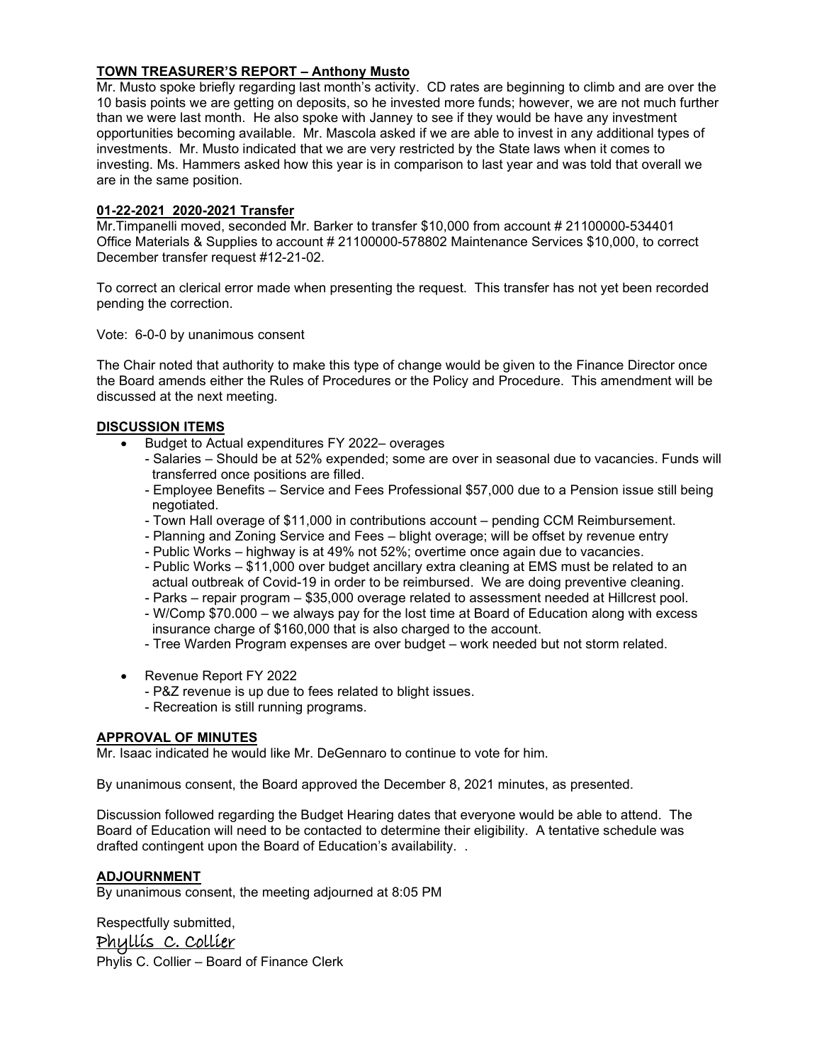## TOWN TREASURER'S REPORT – Anthony Musto

Mr. Musto spoke briefly regarding last month's activity. CD rates are beginning to climb and are over the 10 basis points we are getting on deposits, so he invested more funds; however, we are not much further than we were last month. He also spoke with Janney to see if they would be have any investment opportunities becoming available. Mr. Mascola asked if we are able to invest in any additional types of investments. Mr. Musto indicated that we are very restricted by the State laws when it comes to investing. Ms. Hammers asked how this year is in comparison to last year and was told that overall we are in the same position.

## 01-22-2021 2020-2021 Transfer

Mr.Timpanelli moved, seconded Mr. Barker to transfer $10,000 from account # 21100000-534401 Office Materials & Supplies to account # 21100000-578802 Maintenance Services $10,000, to correct December transfer request #12-21-02.

To correct an clerical error made when presenting the request. This transfer has not yet been recorded pending the correction.

Vote: 6-0-0 by unanimous consent

The Chair noted that authority to make this type of change would be given to the Finance Director once the Board amends either the Rules of Procedures or the Policy and Procedure. This amendment will be discussed at the next meeting.

## DISCUSSION ITEMS

- Budget to Actual expenditures FY 2022– overages
  - Salaries – Should be at 52% expended; some are over in seasonal due to vacancies. Funds will transferred once positions are filled.
  - Employee Benefits – Service and Fees Professional $57,000 due to a Pension issue still being negotiated.
  - Town Hall overage of $11,000 in contributions account – pending CCM Reimbursement.
  - Planning and Zoning Service and Fees – blight overage; will be offset by revenue entry
  - Public Works – highway is at 49% not 52%; overtime once again due to vacancies.
  - Public Works – $11,000 over budget ancillary extra cleaning at EMS must be related to an actual outbreak of Covid-19 in order to be reimbursed. We are doing preventive cleaning.
  - Parks – repair program – $35,000 overage related to assessment needed at Hillcrest pool.
  - W/Comp $70.000 – we always pay for the lost time at Board of Education along with excess insurance charge of $160,000 that is also charged to the account.
  - Tree Warden Program expenses are over budget – work needed but not storm related.
- Revenue Report FY 2022
  - P&Z revenue is up due to fees related to blight issues.
  - Recreation is still running programs.

## APPROVAL OF MINUTES

Mr. Isaac indicated he would like Mr. DeGennaro to continue to vote for him.

By unanimous consent, the Board approved the December 8, 2021 minutes, as presented.

Discussion followed regarding the Budget Hearing dates that everyone would be able to attend. The Board of Education will need to be contacted to determine their eligibility. A tentative schedule was drafted contingent upon the Board of Education's availability. .

## ADJOURNMENT

By unanimous consent, the meeting adjourned at 8:05 PM

Respectfully submitted,

Phyllis C. Collier

Phylis C. Collier – Board of Finance Clerk